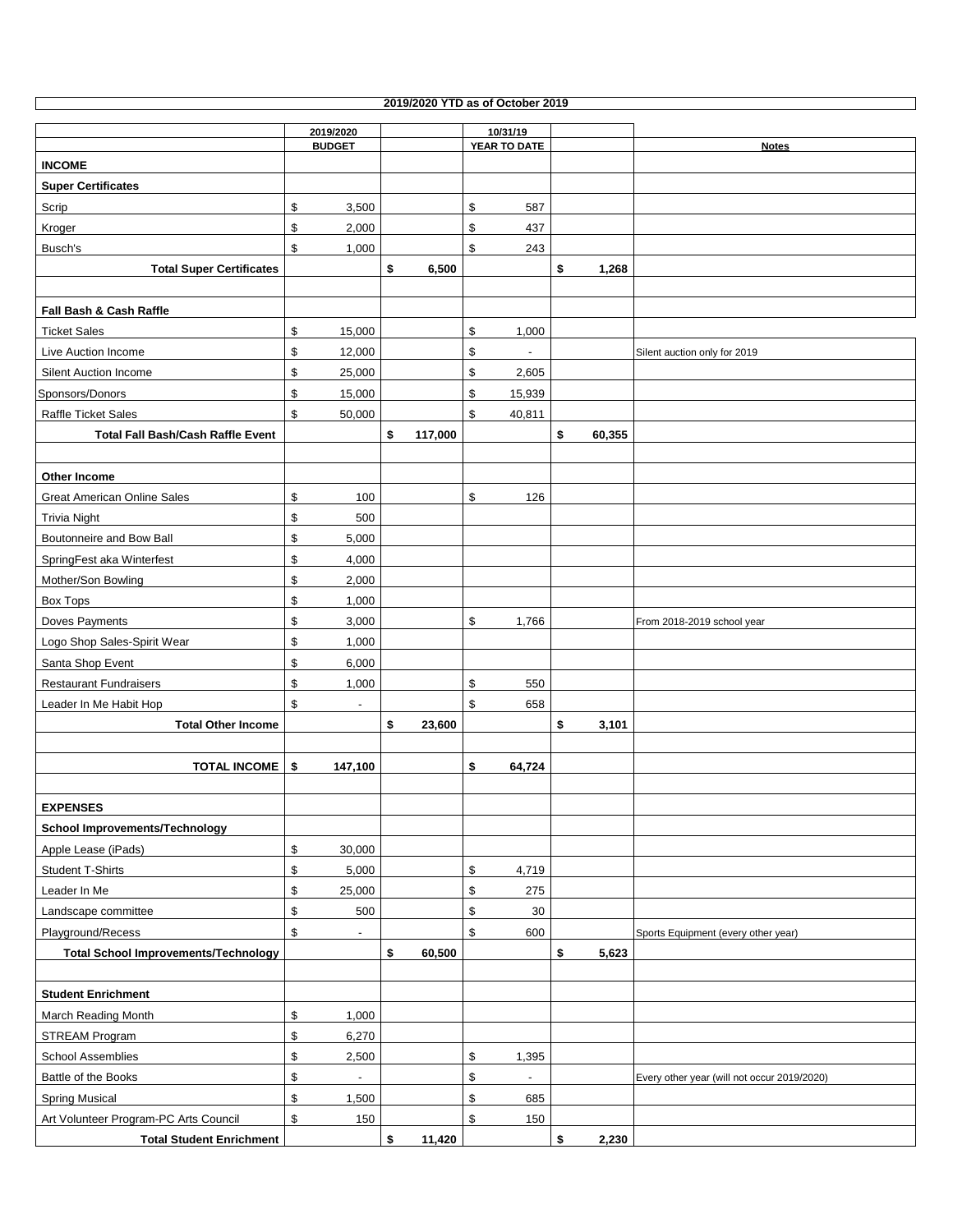**2019/2020 YTD as of October 2019**

| | 2019/2020 BUDGET | | 10/31/19 YEAR TO DATE | | Notes |
|---|---|---|---|---|---|
| **INCOME** | | | | | |
| **Super Certificates** | | | | | |
| Scrip | $ 3,500 | | $ 587 | | |
| Kroger | $ 2,000 | | $ 437 | | |
| Busch's | $ 1,000 | | $ 243 | | |
| **Total Super Certificates** | | **$ 6,500** | | **$ 1,268** | |
| | | | | | |
| **Fall Bash & Cash Raffle** | | | | | |
| Ticket Sales | $ 15,000 | | $ 1,000 | | |
| Live Auction Income | $ 12,000 | | $ - | | Silent auction only for 2019 |
| Silent Auction Income | $ 25,000 | | $ 2,605 | | |
| Sponsors/Donors | $ 15,000 | | $ 15,939 | | |
| Raffle Ticket Sales | $ 50,000 | | $ 40,811 | | |
| **Total Fall Bash/Cash Raffle Event** | | **$ 117,000** | | **$ 60,355** | |
| | | | | | |
| **Other Income** | | | | | |
| Great American Online Sales | $ 100 | | $ 126 | | |
| Trivia Night | $ 500 | | | | |
| Boutonneire and Bow Ball | $ 5,000 | | | | |
| SpringFest aka Winterfest | $ 4,000 | | | | |
| Mother/Son Bowling | $ 2,000 | | | | |
| Box Tops | $ 1,000 | | | | |
| Doves Payments | $ 3,000 | | $ 1,766 | | From 2018-2019 school year |
| Logo Shop Sales-Spirit Wear | $ 1,000 | | | | |
| Santa Shop Event | $ 6,000 | | | | |
| Restaurant Fundraisers | $ 1,000 | | $ 550 | | |
| Leader In Me Habit Hop | $ - | | $ 658 | | |
| **Total Other Income** | | **$ 23,600** | | **$ 3,101** | |
| | | | | | |
| **TOTAL INCOME** | **$ 147,100** | | **$ 64,724** | | |
| | | | | | |
| **EXPENSES** | | | | | |
| **School Improvements/Technology** | | | | | |
| Apple Lease (iPads) | $ 30,000 | | | | |
| Student T-Shirts | $ 5,000 | | $ 4,719 | | |
| Leader In Me | $ 25,000 | | $ 275 | | |
| Landscape committee | $ 500 | | $ 30 | | |
| Playground/Recess | $ - | | $ 600 | | Sports Equipment (every other year) |
| **Total School Improvements/Technology** | | **$ 60,500** | | **$ 5,623** | |
| | | | | | |
| **Student Enrichment** | | | | | |
| March Reading Month | $ 1,000 | | | | |
| STREAM Program | $ 6,270 | | | | |
| School Assemblies | $ 2,500 | | $ 1,395 | | |
| Battle of the Books | $ - | | $ - | | Every other year (will not occur 2019/2020) |
| Spring Musical | $ 1,500 | | $ 685 | | |
| Art Volunteer Program-PC Arts Council | $ 150 | | $ 150 | | |
| **Total Student Enrichment** | | **$ 11,420** | | **$ 2,230** | |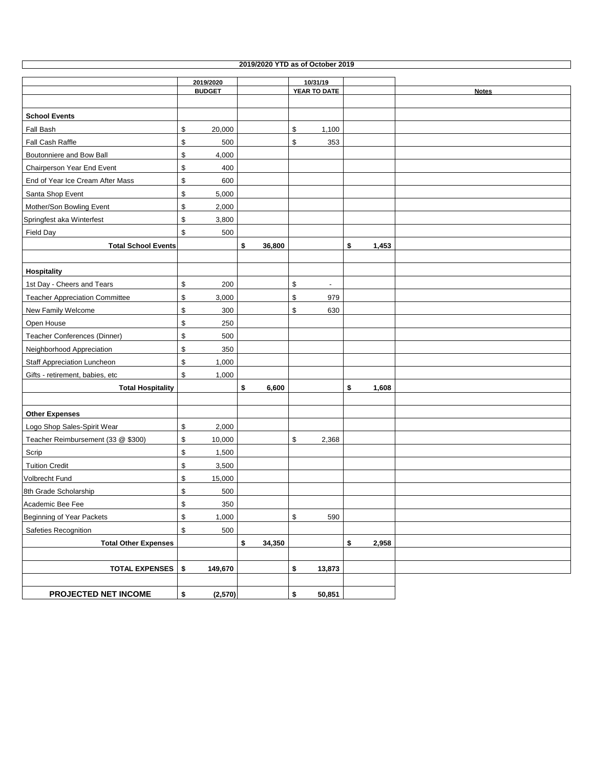**2019/2020 YTD as of October 2019**

| | 2019/2020 BUDGET | | 10/31/19 YEAR TO DATE | | Notes |
|---|---|---|---|---|---|
| | | | | | |
| **School Events** | | | | | |
| Fall Bash | $ 20,000 | | $ 1,100 | | |
| Fall Cash Raffle | $ 500 | | $ 353 | | |
| Boutonniere and Bow Ball | $ 4,000 | | | | |
| Chairperson Year End Event | $ 400 | | | | |
| End of Year Ice Cream After Mass | $ 600 | | | | |
| Santa Shop Event | $ 5,000 | | | | |
| Mother/Son Bowling Event | $ 2,000 | | | | |
| Springfest aka Winterfest | $ 3,800 | | | | |
| Field Day | $ 500 | | | | |
| **Total School Events** | | **$ 36,800** | | **$ 1,453** | |
| | | | | | |
| **Hospitality** | | | | | |
| 1st Day - Cheers and Tears | $ 200 | | $ - | | |
| Teacher Appreciation Committee | $ 3,000 | | $ 979 | | |
| New Family Welcome | $ 300 | | $ 630 | | |
| Open House | $ 250 | | | | |
| Teacher Conferences (Dinner) | $ 500 | | | | |
| Neighborhood Appreciation | $ 350 | | | | |
| Staff Appreciation Luncheon | $ 1,000 | | | | |
| Gifts - retirement, babies, etc | $ 1,000 | | | | |
| **Total Hospitality** | | **$ 6,600** | | **$ 1,608** | |
| | | | | | |
| **Other Expenses** | | | | | |
| Logo Shop Sales-Spirit Wear | $ 2,000 | | | | |
| Teacher Reimbursement (33 @ $300) | $ 10,000 | | $ 2,368 | | |
| Scrip | $ 1,500 | | | | |
| Tuition Credit | $ 3,500 | | | | |
| Volbrecht Fund | $ 15,000 | | | | |
| 8th Grade Scholarship | $ 500 | | | | |
| Academic Bee Fee | $ 350 | | | | |
| Beginning of Year Packets | $ 1,000 | | $ 590 | | |
| Safeties Recognition | $ 500 | | | | |
| **Total Other Expenses** | | **$ 34,350** | | **$ 2,958** | |
| | | | | | |
| **TOTAL EXPENSES** | **$ 149,670** | | **$ 13,873** | | |
| | | | | | |
| **PROJECTED NET INCOME** | **$ (2,570)** | | **$ 50,851** | | |